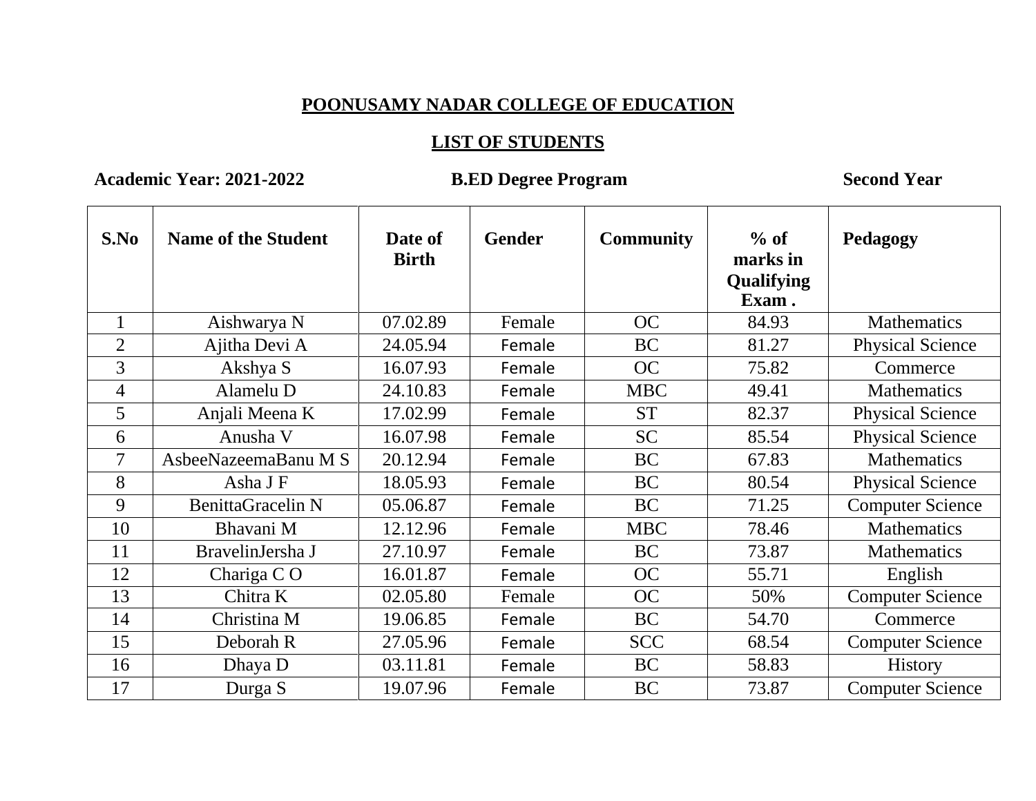# POONUSAMY NADAR COLLEGE OF EDUCATION

## LIST OF STUDENTS

**Academic Year: 2021-2022** **B.ED Degree Program** **Second Year**

| S.No | Name of the Student | Date of Birth | Gender | Community | % of marks in Qualifying Exam . | Pedagogy |
|---|---|---|---|---|---|---|
| 1 | Aishwarya N | 07.02.89 | Female | OC | 84.93 | Mathematics |
| 2 | Ajitha Devi A | 24.05.94 | Female | BC | 81.27 | Physical Science |
| 3 | Akshya S | 16.07.93 | Female | OC | 75.82 | Commerce |
| 4 | Alamelu D | 24.10.83 | Female | MBC | 49.41 | Mathematics |
| 5 | Anjali Meena K | 17.02.99 | Female | ST | 82.37 | Physical Science |
| 6 | Anusha V | 16.07.98 | Female | SC | 85.54 | Physical Science |
| 7 | AsbeeNazeemaBanu M S | 20.12.94 | Female | BC | 67.83 | Mathematics |
| 8 | Asha J F | 18.05.93 | Female | BC | 80.54 | Physical Science |
| 9 | BenittaGracelin N | 05.06.87 | Female | BC | 71.25 | Computer Science |
| 10 | Bhavani M | 12.12.96 | Female | MBC | 78.46 | Mathematics |
| 11 | BravelinJersha J | 27.10.97 | Female | BC | 73.87 | Mathematics |
| 12 | Chariga C O | 16.01.87 | Female | OC | 55.71 | English |
| 13 | Chitra K | 02.05.80 | Female | OC | 50% | Computer Science |
| 14 | Christina M | 19.06.85 | Female | BC | 54.70 | Commerce |
| 15 | Deborah R | 27.05.96 | Female | SCC | 68.54 | Computer Science |
| 16 | Dhaya D | 03.11.81 | Female | BC | 58.83 | History |
| 17 | Durga S | 19.07.96 | Female | BC | 73.87 | Computer Science |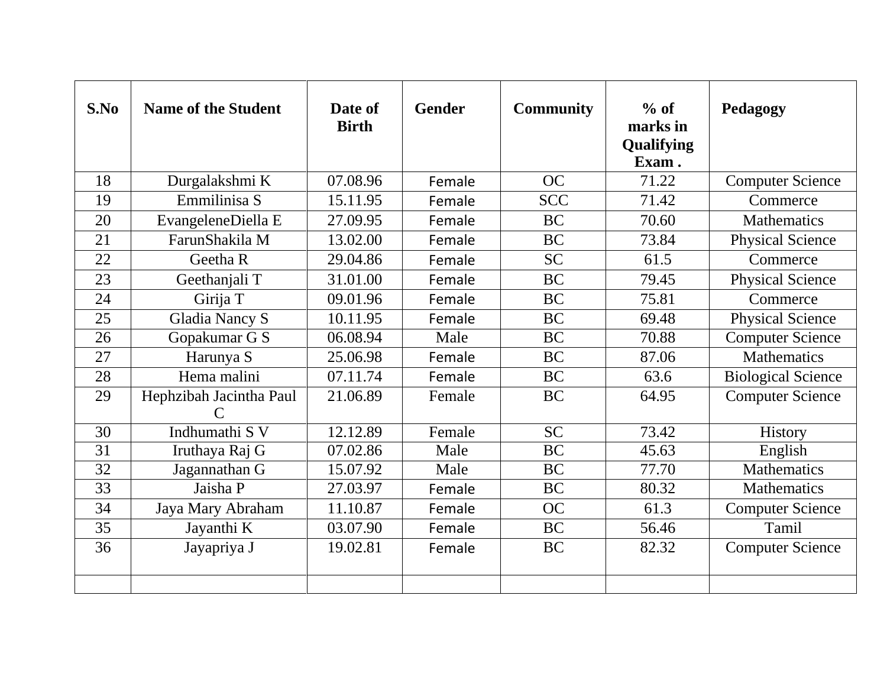| S.No | Name of the Student | Date of Birth | Gender | Community | % of marks in Qualifying Exam . | Pedagogy |
|---|---|---|---|---|---|---|
| 18 | Durgalakshmi K | 07.08.96 | Female | OC | 71.22 | Computer Science |
| 19 | Emmilinisa S | 15.11.95 | Female | SCC | 71.42 | Commerce |
| 20 | EvangeleneDiella E | 27.09.95 | Female | BC | 70.60 | Mathematics |
| 21 | FarunShakila M | 13.02.00 | Female | BC | 73.84 | Physical Science |
| 22 | Geetha R | 29.04.86 | Female | SC | 61.5 | Commerce |
| 23 | Geethanjali T | 31.01.00 | Female | BC | 79.45 | Physical Science |
| 24 | Girija T | 09.01.96 | Female | BC | 75.81 | Commerce |
| 25 | Gladia Nancy S | 10.11.95 | Female | BC | 69.48 | Physical Science |
| 26 | Gopakumar G S | 06.08.94 | Male | BC | 70.88 | Computer Science |
| 27 | Harunya S | 25.06.98 | Female | BC | 87.06 | Mathematics |
| 28 | Hema malini | 07.11.74 | Female | BC | 63.6 | Biological Science |
| 29 | Hephzibah Jacintha Paul C | 21.06.89 | Female | BC | 64.95 | Computer Science |
| 30 | Indhumathi S V | 12.12.89 | Female | SC | 73.42 | History |
| 31 | Iruthaya Raj G | 07.02.86 | Male | BC | 45.63 | English |
| 32 | Jagannathan G | 15.07.92 | Male | BC | 77.70 | Mathematics |
| 33 | Jaisha P | 27.03.97 | Female | BC | 80.32 | Mathematics |
| 34 | Jaya Mary Abraham | 11.10.87 | Female | OC | 61.3 | Computer Science |
| 35 | Jayanthi K | 03.07.90 | Female | BC | 56.46 | Tamil |
| 36 | Jayapriya J | 19.02.81 | Female | BC | 82.32 | Computer Science |
| | | | | | | |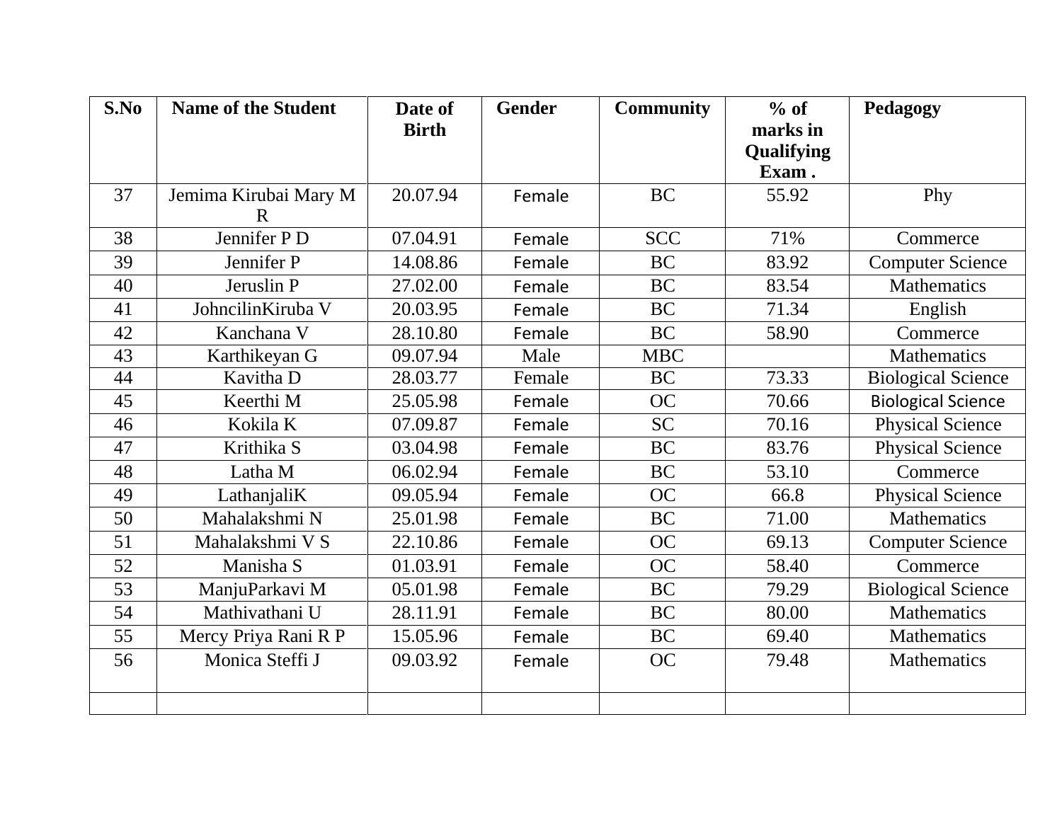| S.No | Name of the Student | Date of Birth | Gender | Community | % of marks in Qualifying Exam . | Pedagogy |
|---|---|---|---|---|---|---|
| 37 | Jemima Kirubai Mary M R | 20.07.94 | Female | BC | 55.92 | Phy |
| 38 | Jennifer P D | 07.04.91 | Female | SCC | 71% | Commerce |
| 39 | Jennifer P | 14.08.86 | Female | BC | 83.92 | Computer Science |
| 40 | Jeruslin P | 27.02.00 | Female | BC | 83.54 | Mathematics |
| 41 | JohncilinKiruba V | 20.03.95 | Female | BC | 71.34 | English |
| 42 | Kanchana V | 28.10.80 | Female | BC | 58.90 | Commerce |
| 43 | Karthikeyan G | 09.07.94 | Male | MBC | | Mathematics |
| 44 | Kavitha D | 28.03.77 | Female | BC | 73.33 | Biological Science |
| 45 | Keerthi M | 25.05.98 | Female | OC | 70.66 | Biological Science |
| 46 | Kokila K | 07.09.87 | Female | SC | 70.16 | Physical Science |
| 47 | Krithika S | 03.04.98 | Female | BC | 83.76 | Physical Science |
| 48 | Latha M | 06.02.94 | Female | BC | 53.10 | Commerce |
| 49 | LathanjaliK | 09.05.94 | Female | OC | 66.8 | Physical Science |
| 50 | Mahalakshmi N | 25.01.98 | Female | BC | 71.00 | Mathematics |
| 51 | Mahalakshmi V S | 22.10.86 | Female | OC | 69.13 | Computer Science |
| 52 | Manisha S | 01.03.91 | Female | OC | 58.40 | Commerce |
| 53 | ManjuParkavi M | 05.01.98 | Female | BC | 79.29 | Biological Science |
| 54 | Mathivathani U | 28.11.91 | Female | BC | 80.00 | Mathematics |
| 55 | Mercy Priya Rani R P | 15.05.96 | Female | BC | 69.40 | Mathematics |
| 56 | Monica Steffi J | 09.03.92 | Female | OC | 79.48 | Mathematics |
| | | | | | | |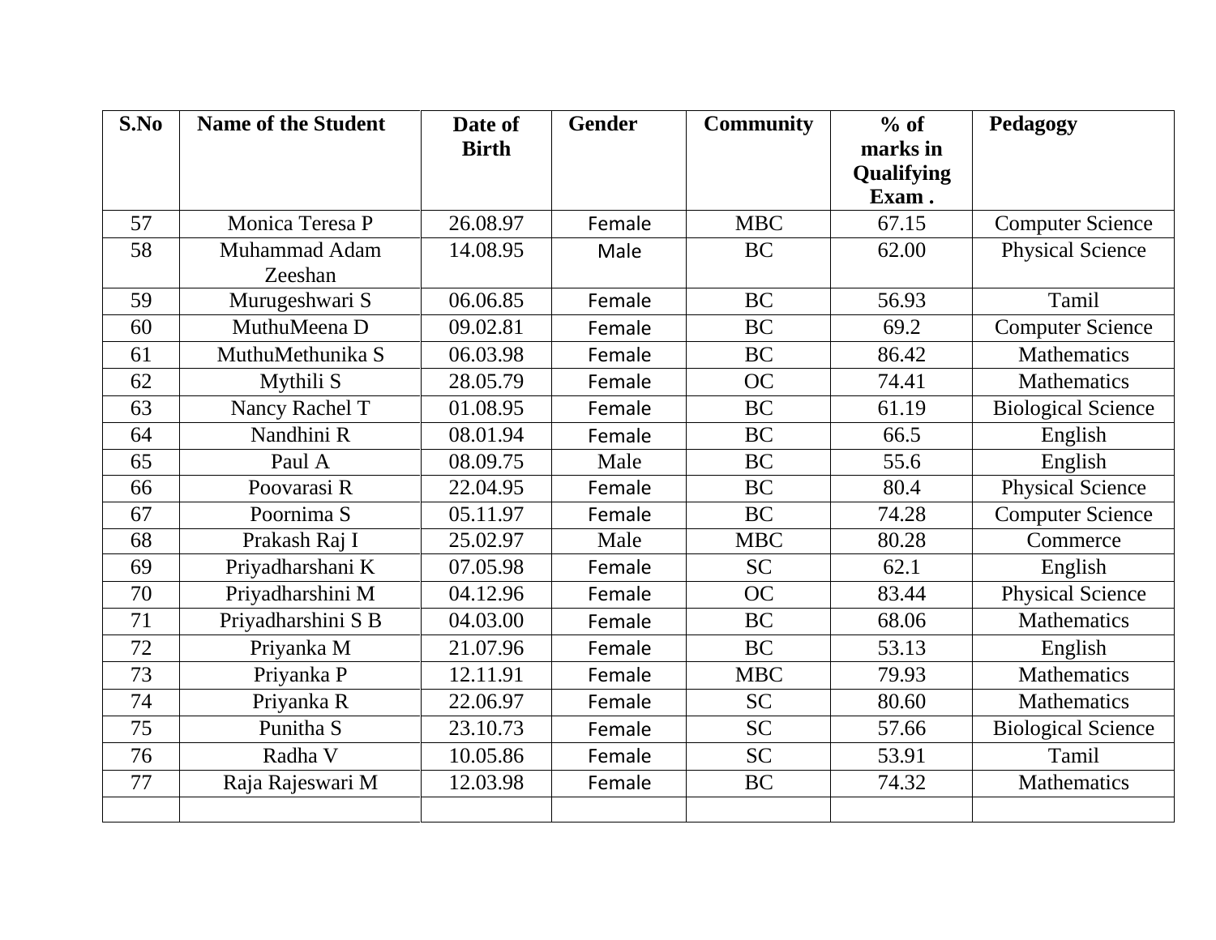| S.No | Name of the Student | Date of Birth | Gender | Community | % of marks in Qualifying Exam . | Pedagogy |
|---|---|---|---|---|---|---|
| 57 | Monica Teresa P | 26.08.97 | Female | MBC | 67.15 | Computer Science |
| 58 | Muhammad Adam Zeeshan | 14.08.95 | Male | BC | 62.00 | Physical Science |
| 59 | Murugeshwari S | 06.06.85 | Female | BC | 56.93 | Tamil |
| 60 | MuthuMeena D | 09.02.81 | Female | BC | 69.2 | Computer Science |
| 61 | MuthuMethunika S | 06.03.98 | Female | BC | 86.42 | Mathematics |
| 62 | Mythili S | 28.05.79 | Female | OC | 74.41 | Mathematics |
| 63 | Nancy Rachel T | 01.08.95 | Female | BC | 61.19 | Biological Science |
| 64 | Nandhini R | 08.01.94 | Female | BC | 66.5 | English |
| 65 | Paul A | 08.09.75 | Male | BC | 55.6 | English |
| 66 | Poovarasi R | 22.04.95 | Female | BC | 80.4 | Physical Science |
| 67 | Poornima S | 05.11.97 | Female | BC | 74.28 | Computer Science |
| 68 | Prakash Raj I | 25.02.97 | Male | MBC | 80.28 | Commerce |
| 69 | Priyadharshani K | 07.05.98 | Female | SC | 62.1 | English |
| 70 | Priyadharshini M | 04.12.96 | Female | OC | 83.44 | Physical Science |
| 71 | Priyadharshini S B | 04.03.00 | Female | BC | 68.06 | Mathematics |
| 72 | Priyanka M | 21.07.96 | Female | BC | 53.13 | English |
| 73 | Priyanka P | 12.11.91 | Female | MBC | 79.93 | Mathematics |
| 74 | Priyanka R | 22.06.97 | Female | SC | 80.60 | Mathematics |
| 75 | Punitha S | 23.10.73 | Female | SC | 57.66 | Biological Science |
| 76 | Radha V | 10.05.86 | Female | SC | 53.91 | Tamil |
| 77 | Raja Rajeswari M | 12.03.98 | Female | BC | 74.32 | Mathematics |
| | | | | | | |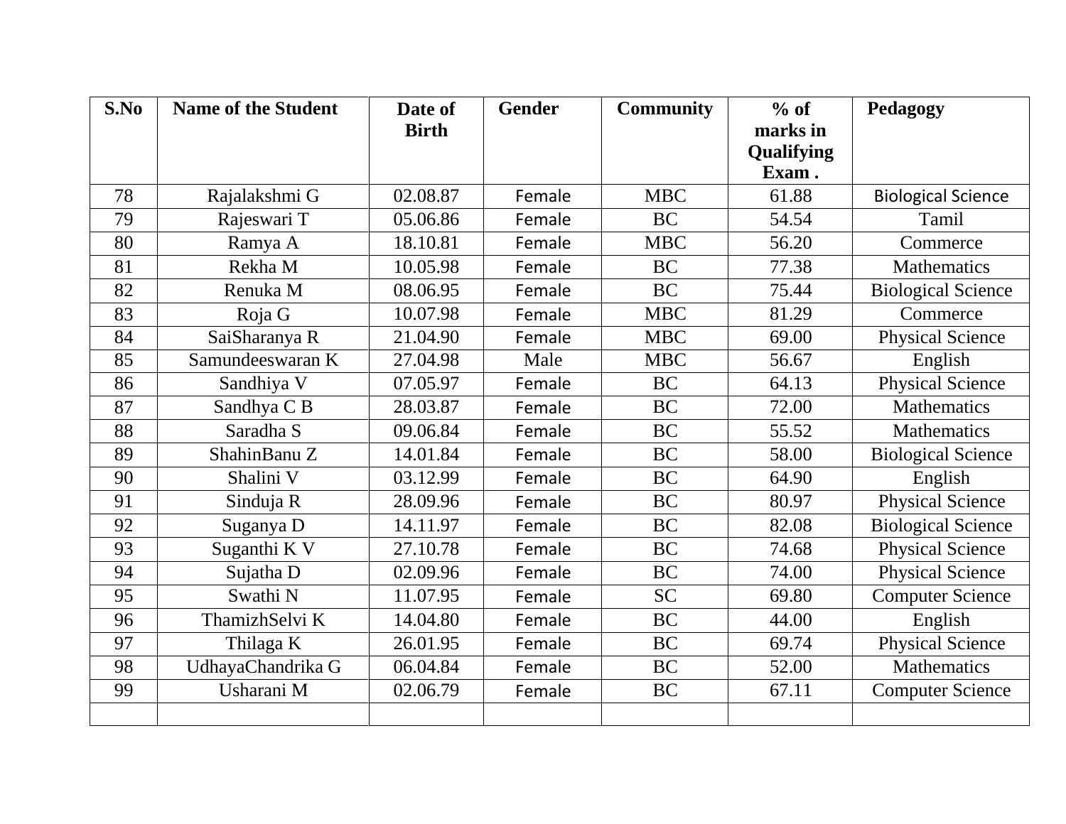| S.No | Name of the Student | Date of Birth | Gender | Community | % of marks in Qualifying Exam . | Pedagogy |
|---|---|---|---|---|---|---|
| 78 | Rajalakshmi G | 02.08.87 | Female | MBC | 61.88 | Biological Science |
| 79 | Rajeswari T | 05.06.86 | Female | BC | 54.54 | Tamil |
| 80 | Ramya A | 18.10.81 | Female | MBC | 56.20 | Commerce |
| 81 | Rekha M | 10.05.98 | Female | BC | 77.38 | Mathematics |
| 82 | Renuka M | 08.06.95 | Female | BC | 75.44 | Biological Science |
| 83 | Roja G | 10.07.98 | Female | MBC | 81.29 | Commerce |
| 84 | SaiSharanya R | 21.04.90 | Female | MBC | 69.00 | Physical Science |
| 85 | Samundeeswaran K | 27.04.98 | Male | MBC | 56.67 | English |
| 86 | Sandhiya V | 07.05.97 | Female | BC | 64.13 | Physical Science |
| 87 | Sandhya C B | 28.03.87 | Female | BC | 72.00 | Mathematics |
| 88 | Saradha S | 09.06.84 | Female | BC | 55.52 | Mathematics |
| 89 | ShahinBanu Z | 14.01.84 | Female | BC | 58.00 | Biological Science |
| 90 | Shalini V | 03.12.99 | Female | BC | 64.90 | English |
| 91 | Sinduja R | 28.09.96 | Female | BC | 80.97 | Physical Science |
| 92 | Suganya D | 14.11.97 | Female | BC | 82.08 | Biological Science |
| 93 | Suganthi K V | 27.10.78 | Female | BC | 74.68 | Physical Science |
| 94 | Sujatha D | 02.09.96 | Female | BC | 74.00 | Physical Science |
| 95 | Swathi N | 11.07.95 | Female | SC | 69.80 | Computer Science |
| 96 | ThamizhSelvi K | 14.04.80 | Female | BC | 44.00 | English |
| 97 | Thilaga K | 26.01.95 | Female | BC | 69.74 | Physical Science |
| 98 | UdhayaChandrika G | 06.04.84 | Female | BC | 52.00 | Mathematics |
| 99 | Usharani M | 02.06.79 | Female | BC | 67.11 | Computer Science |
| | | | | | | |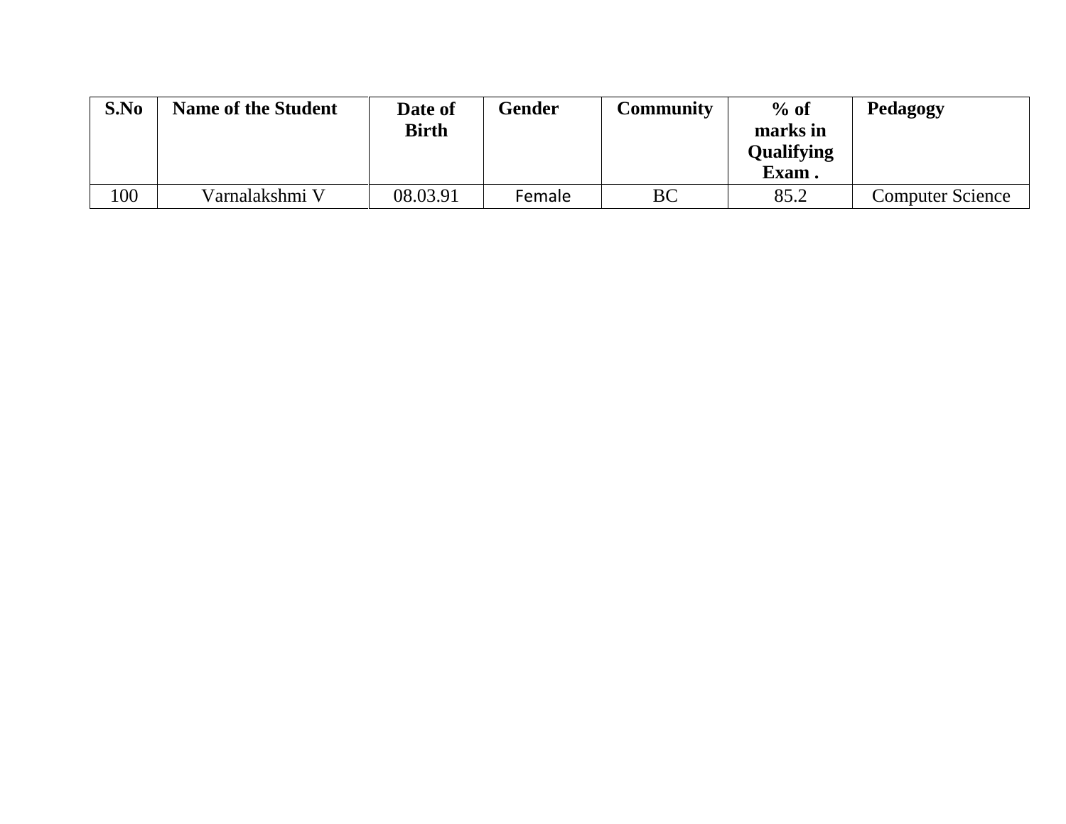| S.No | Name of the Student | Date of Birth | Gender | Community | % of marks in Qualifying Exam . | Pedagogy |
|---|---|---|---|---|---|---|
| 100 | Varnalakshmi V | 08.03.91 | Female | BC | 85.2 | Computer Science |